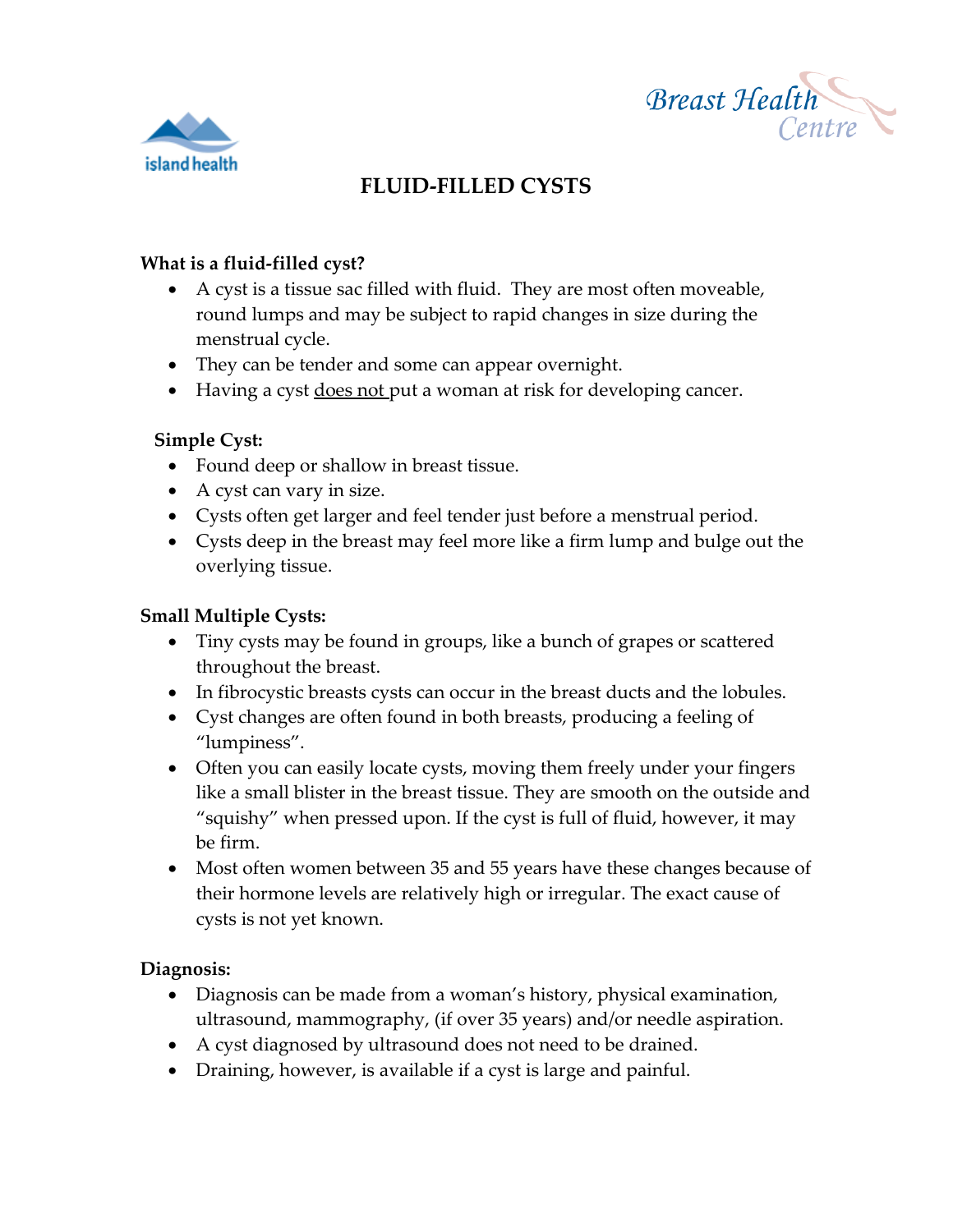island health

Breast Health Centre

# FLUID-FILLED CYSTS

**What is a fluid-filled cyst?**

- A cyst is a tissue sac filled with fluid. They are most often moveable, round lumps and may be subject to rapid changes in size during the menstrual cycle.
- They can be tender and some can appear overnight.
- Having a cyst <u>does not</u> put a woman at risk for developing cancer.

**Simple Cyst:**

- Found deep or shallow in breast tissue.
- A cyst can vary in size.
- Cysts often get larger and feel tender just before a menstrual period.
- Cysts deep in the breast may feel more like a firm lump and bulge out the overlying tissue.

**Small Multiple Cysts:**

- Tiny cysts may be found in groups, like a bunch of grapes or scattered throughout the breast.
- In fibrocystic breasts cysts can occur in the breast ducts and the lobules.
- Cyst changes are often found in both breasts, producing a feeling of "lumpiness".
- Often you can easily locate cysts, moving them freely under your fingers like a small blister in the breast tissue. They are smooth on the outside and "squishy" when pressed upon. If the cyst is full of fluid, however, it may be firm.
- Most often women between 35 and 55 years have these changes because of their hormone levels are relatively high or irregular. The exact cause of cysts is not yet known.

**Diagnosis:**

- Diagnosis can be made from a woman's history, physical examination, ultrasound, mammography, (if over 35 years) and/or needle aspiration.
- A cyst diagnosed by ultrasound does not need to be drained.
- Draining, however, is available if a cyst is large and painful.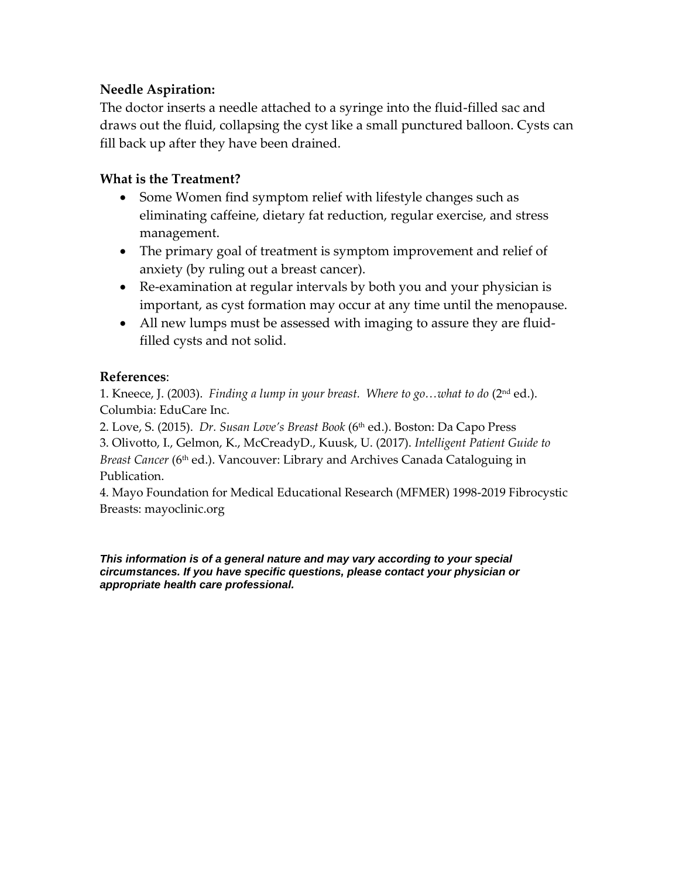**Needle Aspiration:**
The doctor inserts a needle attached to a syringe into the fluid-filled sac and draws out the fluid, collapsing the cyst like a small punctured balloon. Cysts can fill back up after they have been drained.

**What is the Treatment?**

- Some Women find symptom relief with lifestyle changes such as eliminating caffeine, dietary fat reduction, regular exercise, and stress management.
- The primary goal of treatment is symptom improvement and relief of anxiety (by ruling out a breast cancer).
- Re-examination at regular intervals by both you and your physician is important, as cyst formation may occur at any time until the menopause.
- All new lumps must be assessed with imaging to assure they are fluid-filled cysts and not solid.

**References**:

1. Kneece, J. (2003). *Finding a lump in your breast. Where to go…what to do* (2nd ed.). Columbia: EduCare Inc.
2. Love, S. (2015). *Dr. Susan Love's Breast Book* (6th ed.). Boston: Da Capo Press
3. Olivotto, I., Gelmon, K., McCreadyD., Kuusk, U. (2017). *Intelligent Patient Guide to Breast Cancer* (6th ed.). Vancouver: Library and Archives Canada Cataloguing in Publication.
4. Mayo Foundation for Medical Educational Research (MFMER) 1998-2019 Fibrocystic Breasts: mayoclinic.org

***This information is of a general nature and may vary according to your special circumstances. If you have specific questions, please contact your physician or appropriate health care professional.***